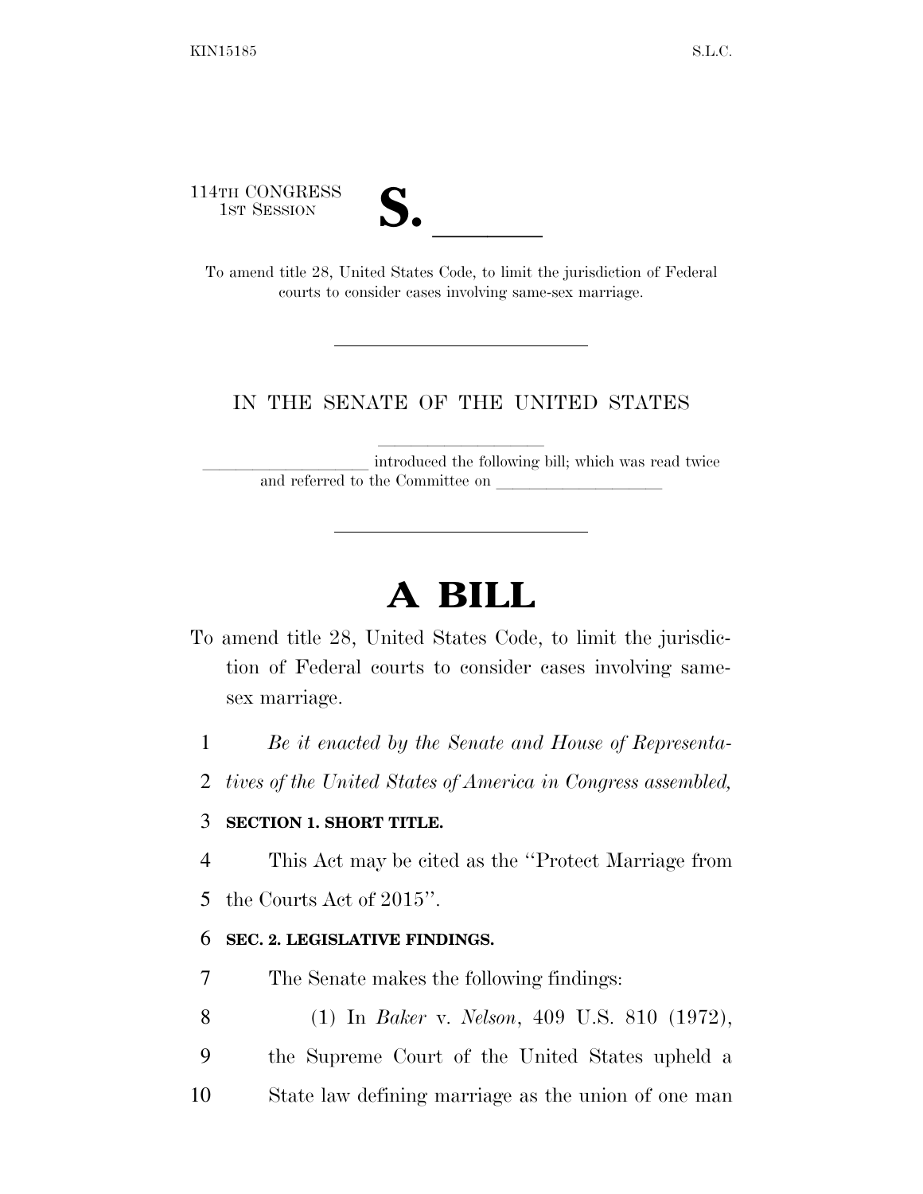114TH CONGRESS
1ST SESSION

# S. \_\_\_\_\_\_

To amend title 28, United States Code, to limit the jurisdiction of Federal courts to consider cases involving same-sex marriage.

---

IN THE SENATE OF THE UNITED STATES

\_\_\_\_\_\_\_\_\_\_\_\_\_\_\_\_\_\_\_\_ introduced the following bill; which was read twice and referred to the Committee on \_\_\_\_\_\_\_\_\_\_\_\_\_\_\_\_\_\_\_\_

---

# A BILL

To amend title 28, United States Code, to limit the jurisdiction of Federal courts to consider cases involving same-sex marriage.

1 *Be it enacted by the Senate and House of Representa-*
2 *tives of the United States of America in Congress assembled,*

3 **SECTION 1. SHORT TITLE.**

4 This Act may be cited as the "Protect Marriage from
5 the Courts Act of 2015".

6 **SEC. 2. LEGISLATIVE FINDINGS.**

7 The Senate makes the following findings:

8 (1) In *Baker* v. *Nelson*, 409 U.S. 810 (1972),
9 the Supreme Court of the United States upheld a
10 State law defining marriage as the union of one man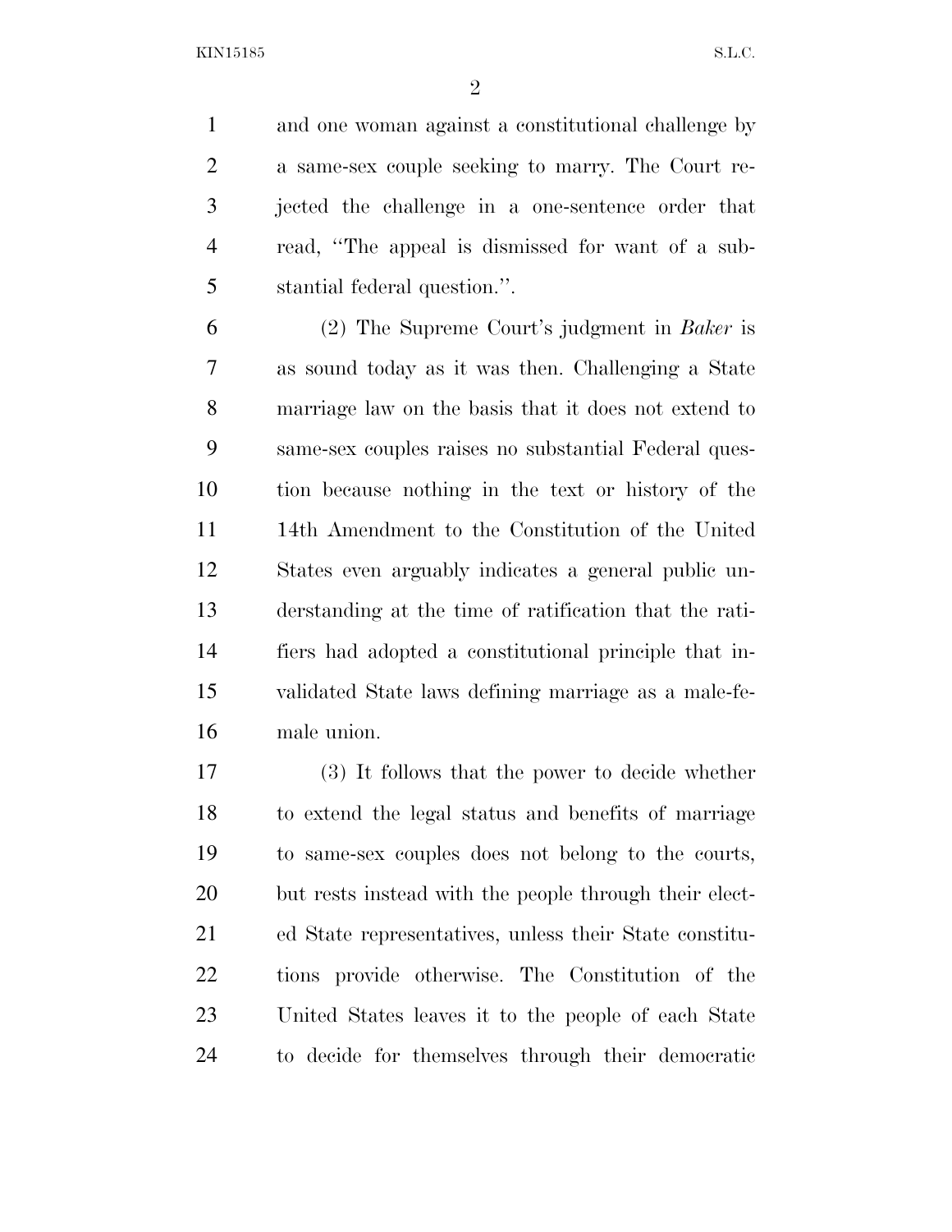and one woman against a constitutional challenge by a same-sex couple seeking to marry. The Court rejected the challenge in a one-sentence order that read, "The appeal is dismissed for want of a substantial federal question.".

(2) The Supreme Court's judgment in *Baker* is as sound today as it was then. Challenging a State marriage law on the basis that it does not extend to same-sex couples raises no substantial Federal question because nothing in the text or history of the 14th Amendment to the Constitution of the United States even arguably indicates a general public understanding at the time of ratification that the ratifiers had adopted a constitutional principle that invalidated State laws defining marriage as a male-female union.

(3) It follows that the power to decide whether to extend the legal status and benefits of marriage to same-sex couples does not belong to the courts, but rests instead with the people through their elected State representatives, unless their State constitutions provide otherwise. The Constitution of the United States leaves it to the people of each State to decide for themselves through their democratic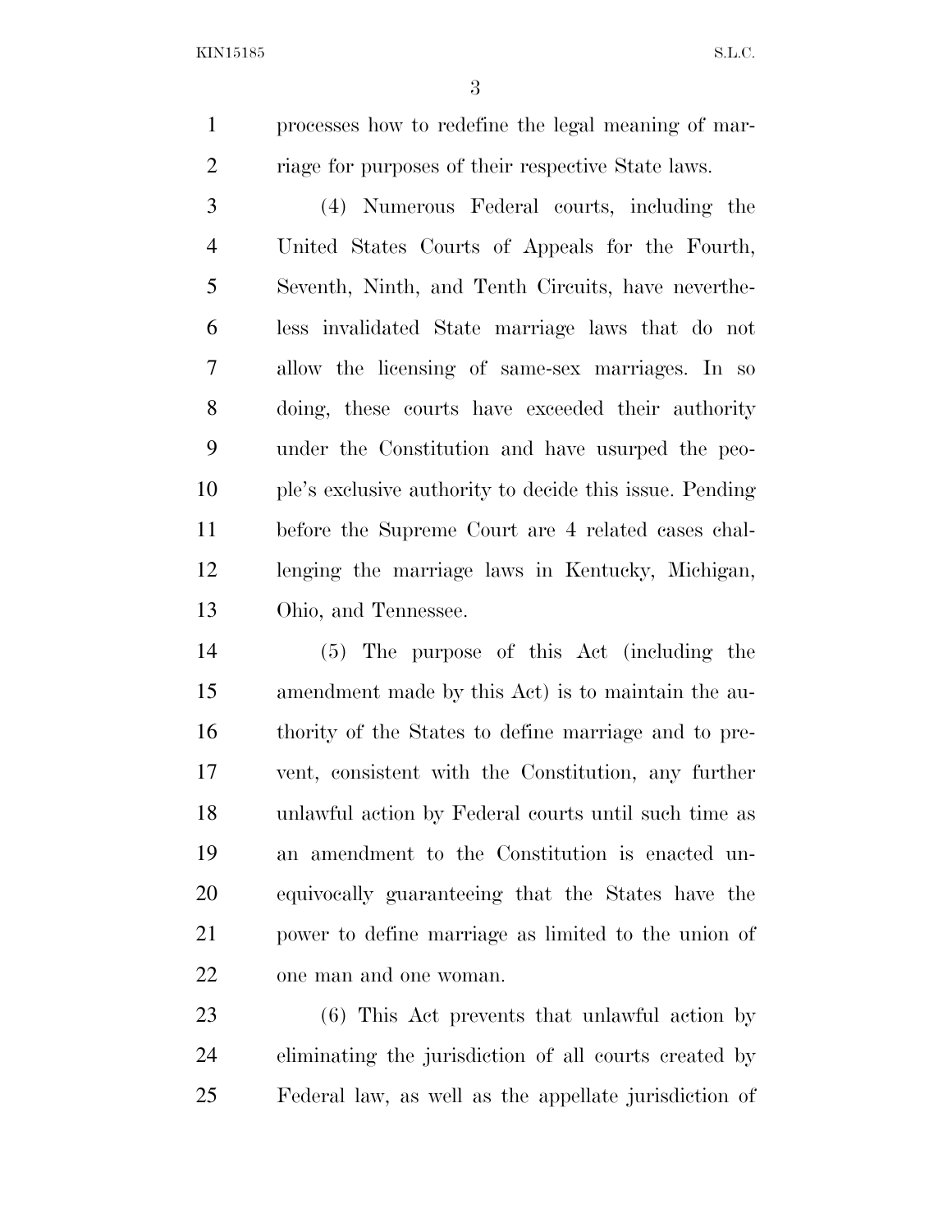processes how to redefine the legal meaning of marriage for purposes of their respective State laws.

(4) Numerous Federal courts, including the United States Courts of Appeals for the Fourth, Seventh, Ninth, and Tenth Circuits, have nevertheless invalidated State marriage laws that do not allow the licensing of same-sex marriages. In so doing, these courts have exceeded their authority under the Constitution and have usurped the people's exclusive authority to decide this issue. Pending before the Supreme Court are 4 related cases challenging the marriage laws in Kentucky, Michigan, Ohio, and Tennessee.

(5) The purpose of this Act (including the amendment made by this Act) is to maintain the authority of the States to define marriage and to prevent, consistent with the Constitution, any further unlawful action by Federal courts until such time as an amendment to the Constitution is enacted unequivocally guaranteeing that the States have the power to define marriage as limited to the union of one man and one woman.

(6) This Act prevents that unlawful action by eliminating the jurisdiction of all courts created by Federal law, as well as the appellate jurisdiction of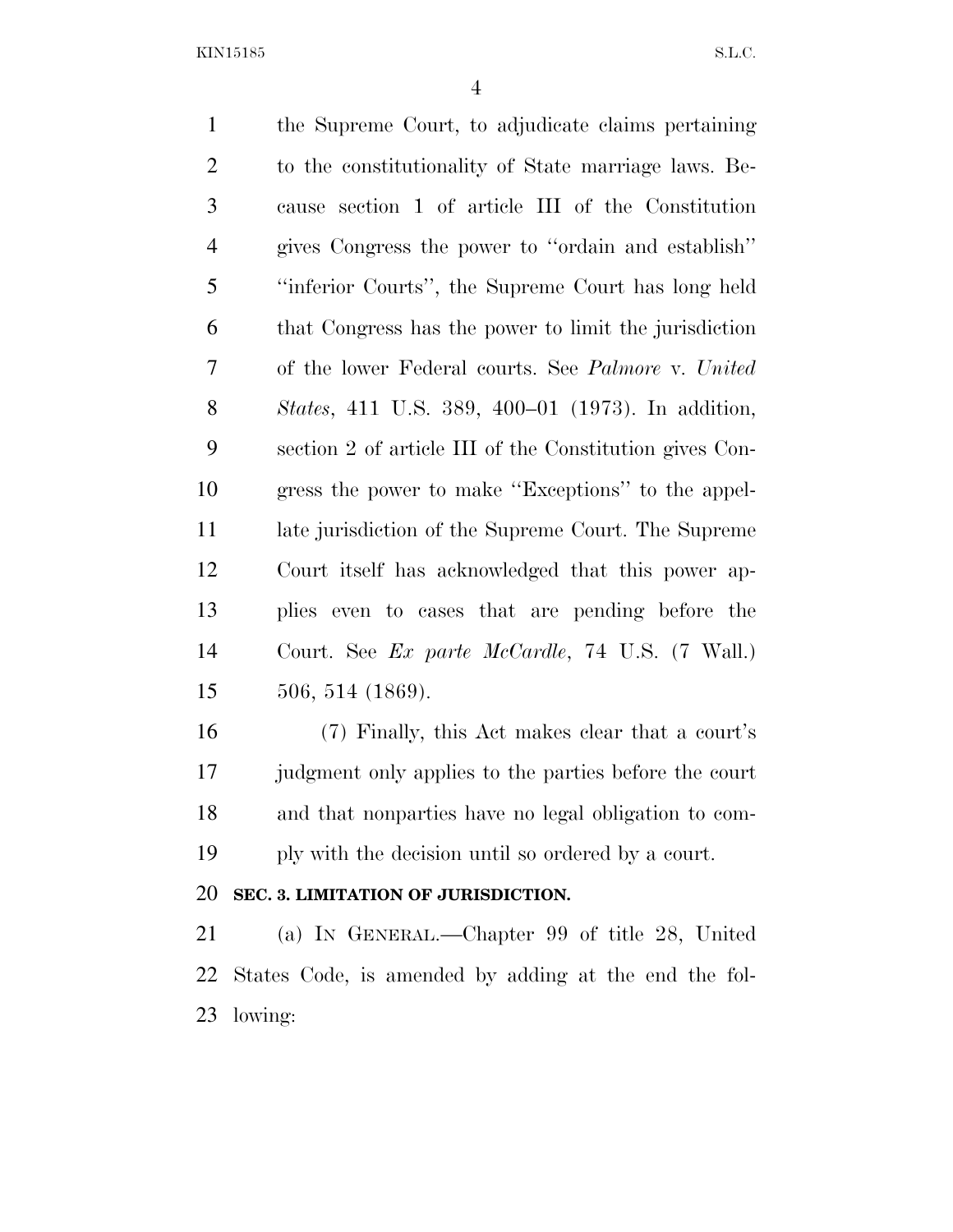the Supreme Court, to adjudicate claims pertaining to the constitutionality of State marriage laws. Because section 1 of article III of the Constitution gives Congress the power to ''ordain and establish'' ''inferior Courts'', the Supreme Court has long held that Congress has the power to limit the jurisdiction of the lower Federal courts. See *Palmore* v. *United States*, 411 U.S. 389, 400–01 (1973). In addition, section 2 of article III of the Constitution gives Congress the power to make ''Exceptions'' to the appellate jurisdiction of the Supreme Court. The Supreme Court itself has acknowledged that this power applies even to cases that are pending before the Court. See *Ex parte McCardle*, 74 U.S. (7 Wall.) 506, 514 (1869).

(7) Finally, this Act makes clear that a court's judgment only applies to the parties before the court and that nonparties have no legal obligation to comply with the decision until so ordered by a court.

**SEC. 3. LIMITATION OF JURISDICTION.**

(a) IN GENERAL.—Chapter 99 of title 28, United States Code, is amended by adding at the end the following: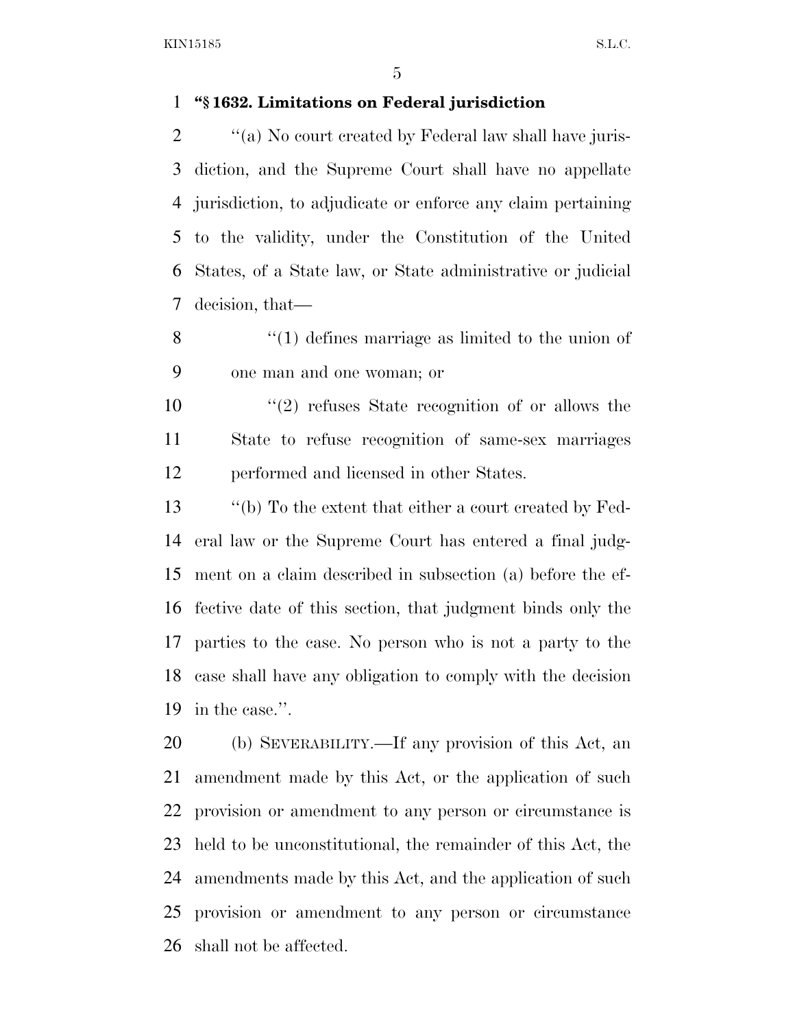**"§ 1632. Limitations on Federal jurisdiction**

"(a) No court created by Federal law shall have jurisdiction, and the Supreme Court shall have no appellate jurisdiction, to adjudicate or enforce any claim pertaining to the validity, under the Constitution of the United States, of a State law, or State administrative or judicial decision, that—

"(1) defines marriage as limited to the union of one man and one woman; or

"(2) refuses State recognition of or allows the State to refuse recognition of same-sex marriages performed and licensed in other States.

"(b) To the extent that either a court created by Federal law or the Supreme Court has entered a final judgment on a claim described in subsection (a) before the effective date of this section, that judgment binds only the parties to the case. No person who is not a party to the case shall have any obligation to comply with the decision in the case.".

(b) SEVERABILITY.—If any provision of this Act, an amendment made by this Act, or the application of such provision or amendment to any person or circumstance is held to be unconstitutional, the remainder of this Act, the amendments made by this Act, and the application of such provision or amendment to any person or circumstance shall not be affected.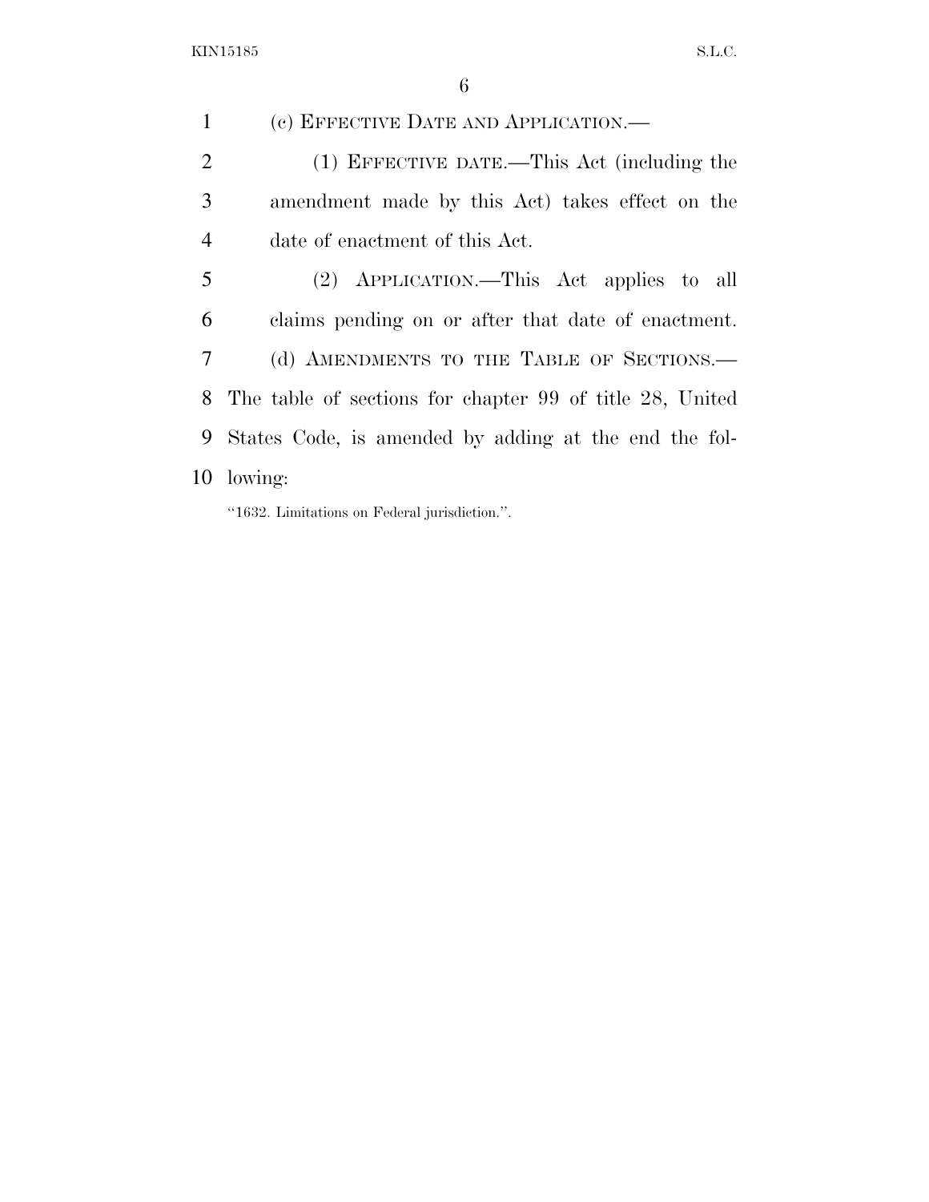(c) EFFECTIVE DATE AND APPLICATION.—

(1) EFFECTIVE DATE.—This Act (including the amendment made by this Act) takes effect on the date of enactment of this Act.

(2) APPLICATION.—This Act applies to all claims pending on or after that date of enactment.

(d) AMENDMENTS TO THE TABLE OF SECTIONS.—The table of sections for chapter 99 of title 28, United States Code, is amended by adding at the end the following:

"1632. Limitations on Federal jurisdiction.".